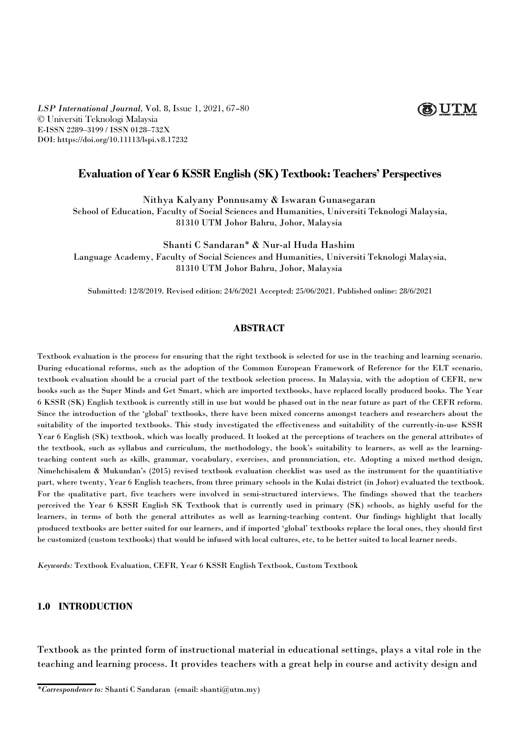*LSP International Journal*, Vol. 8, Issue 1, 2021, 67–80
© Universiti Teknologi Malaysia
E-ISSN 2289–3199 / ISSN 0128–732X
DOI: https://doi.org/10.11113/lspi.v8.17232

# Evaluation of Year 6 KSSR English (SK) Textbook: Teachers' Perspectives

Nithya Kalyany Ponnusamy & Iswaran Gunasegaran
School of Education, Faculty of Social Sciences and Humanities, Universiti Teknologi Malaysia, 81310 UTM Johor Bahru, Johor, Malaysia

Shanti C Sandaran* & Nur-al Huda Hashim
Language Academy, Faculty of Social Sciences and Humanities, Universiti Teknologi Malaysia, 81310 UTM Johor Bahru, Johor, Malaysia

Submitted: 12/8/2019. Revised edition: 24/6/2021 Accepted: 25/06/2021. Published online: 28/6/2021

## ABSTRACT

Textbook evaluation is the process for ensuring that the right textbook is selected for use in the teaching and learning scenario. During educational reforms, such as the adoption of the Common European Framework of Reference for the ELT scenario, textbook evaluation should be a crucial part of the textbook selection process. In Malaysia, with the adoption of CEFR, new books such as the Super Minds and Get Smart, which are imported textbooks, have replaced locally produced books. The Year 6 KSSR (SK) English textbook is currently still in use but would be phased out in the near future as part of the CEFR reform. Since the introduction of the 'global' textbooks, there have been mixed concerns amongst teachers and researchers about the suitability of the imported textbooks. This study investigated the effectiveness and suitability of the currently-in-use KSSR Year 6 English (SK) textbook, which was locally produced. It looked at the perceptions of teachers on the general attributes of the textbook, such as syllabus and curriculum, the methodology, the book's suitability to learners, as well as the learning-teaching content such as skills, grammar, vocabulary, exercises, and pronunciation, etc. Adopting a mixed method design, Nimehchisalem & Mukundan's (2015) revised textbook evaluation checklist was used as the instrument for the quantitiative part, where twenty, Year 6 English teachers, from three primary schools in the Kulai district (in Johor) evaluated the textbook. For the qualitative part, five teachers were involved in semi-structured interviews. The findings showed that the teachers perceived the Year 6 KSSR English SK Textbook that is currently used in primary (SK) schools, as highly useful for the learners, in terms of both the general attributes as well as learning-teaching content. Our findings highlight that locally produced textbooks are better suited for our learners, and if imported 'global' textbooks replace the local ones, they should first be customized (custom textbooks) that would be infused with local cultures, etc, to be better suited to local learner needs.

*Keywords:* Textbook Evaluation, CEFR, Year 6 KSSR English Textbook, Custom Textbook

## 1.0 INTRODUCTION

Textbook as the printed form of instructional material in educational settings, plays a vital role in the teaching and learning process. It provides teachers with a great help in course and activity design and

*\*Correspondence to:* Shanti C Sandaran (email: shanti@utm.my)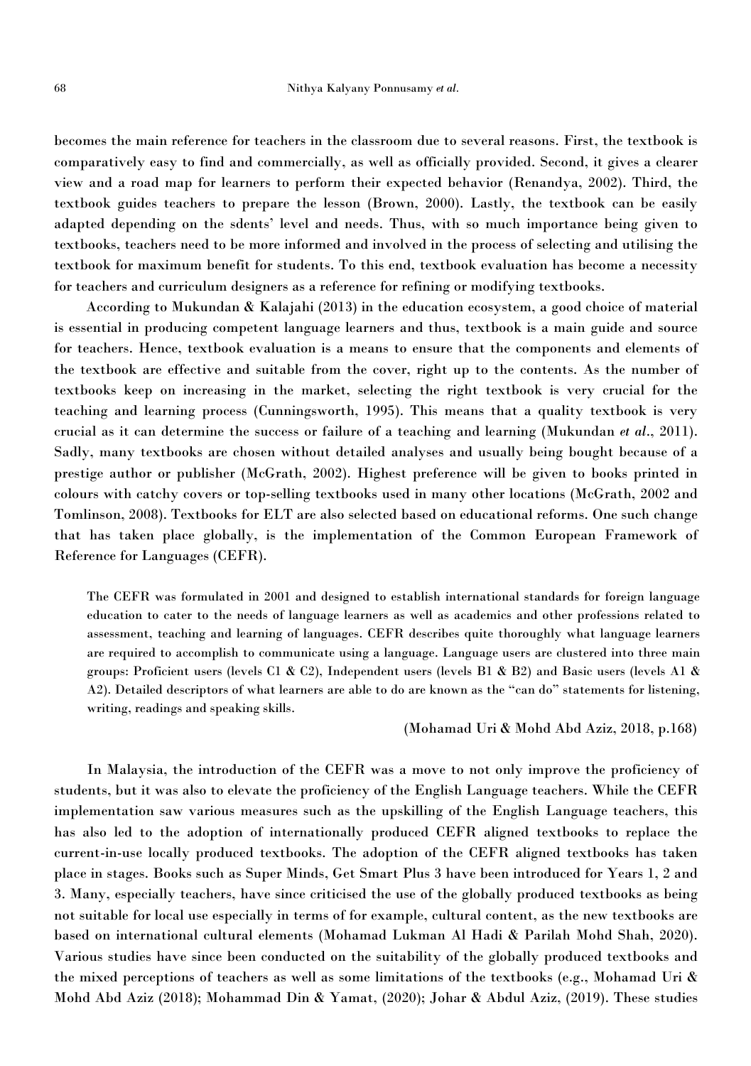becomes the main reference for teachers in the classroom due to several reasons. First, the textbook is comparatively easy to find and commercially, as well as officially provided. Second, it gives a clearer view and a road map for learners to perform their expected behavior (Renandya, 2002). Third, the textbook guides teachers to prepare the lesson (Brown, 2000). Lastly, the textbook can be easily adapted depending on the sdents' level and needs. Thus, with so much importance being given to textbooks, teachers need to be more informed and involved in the process of selecting and utilising the textbook for maximum benefit for students. To this end, textbook evaluation has become a necessity for teachers and curriculum designers as a reference for refining or modifying textbooks.

According to Mukundan & Kalajahi (2013) in the education ecosystem, a good choice of material is essential in producing competent language learners and thus, textbook is a main guide and source for teachers. Hence, textbook evaluation is a means to ensure that the components and elements of the textbook are effective and suitable from the cover, right up to the contents. As the number of textbooks keep on increasing in the market, selecting the right textbook is very crucial for the teaching and learning process (Cunningsworth, 1995). This means that a quality textbook is very crucial as it can determine the success or failure of a teaching and learning (Mukundan *et al*., 2011). Sadly, many textbooks are chosen without detailed analyses and usually being bought because of a prestige author or publisher (McGrath, 2002). Highest preference will be given to books printed in colours with catchy covers or top-selling textbooks used in many other locations (McGrath, 2002 and Tomlinson, 2008). Textbooks for ELT are also selected based on educational reforms. One such change that has taken place globally, is the implementation of the Common European Framework of Reference for Languages (CEFR).

> The CEFR was formulated in 2001 and designed to establish international standards for foreign language education to cater to the needs of language learners as well as academics and other professions related to assessment, teaching and learning of languages. CEFR describes quite thoroughly what language learners are required to accomplish to communicate using a language. Language users are clustered into three main groups: Proficient users (levels C1 & C2), Independent users (levels B1 & B2) and Basic users (levels A1 & A2). Detailed descriptors of what learners are able to do are known as the "can do" statements for listening, writing, readings and speaking skills.
>
> (Mohamad Uri & Mohd Abd Aziz, 2018, p.168)

In Malaysia, the introduction of the CEFR was a move to not only improve the proficiency of students, but it was also to elevate the proficiency of the English Language teachers. While the CEFR implementation saw various measures such as the upskilling of the English Language teachers, this has also led to the adoption of internationally produced CEFR aligned textbooks to replace the current-in-use locally produced textbooks. The adoption of the CEFR aligned textbooks has taken place in stages. Books such as Super Minds, Get Smart Plus 3 have been introduced for Years 1, 2 and 3. Many, especially teachers, have since criticised the use of the globally produced textbooks as being not suitable for local use especially in terms of for example, cultural content, as the new textbooks are based on international cultural elements (Mohamad Lukman Al Hadi & Parilah Mohd Shah, 2020). Various studies have since been conducted on the suitability of the globally produced textbooks and the mixed perceptions of teachers as well as some limitations of the textbooks (e.g., Mohamad Uri & Mohd Abd Aziz (2018); Mohammad Din & Yamat, (2020); Johar & Abdul Aziz, (2019). These studies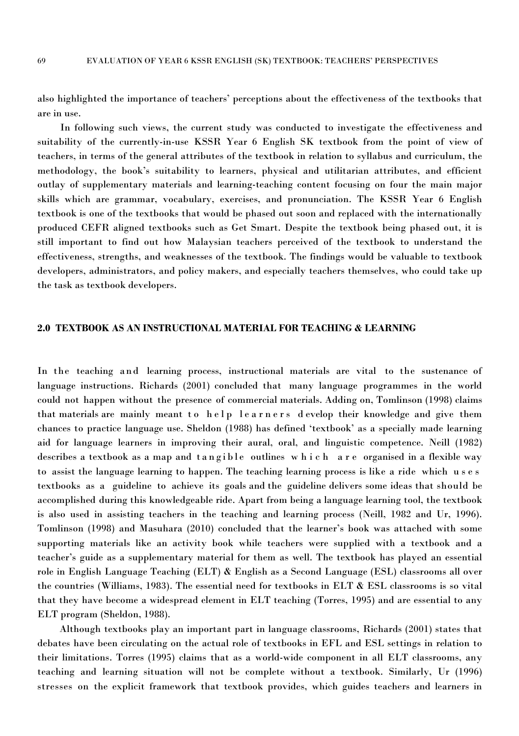also highlighted the importance of teachers' perceptions about the effectiveness of the textbooks that are in use.

In following such views, the current study was conducted to investigate the effectiveness and suitability of the currently-in-use KSSR Year 6 English SK textbook from the point of view of teachers, in terms of the general attributes of the textbook in relation to syllabus and curriculum, the methodology, the book's suitability to learners, physical and utilitarian attributes, and efficient outlay of supplementary materials and learning-teaching content focusing on four the main major skills which are grammar, vocabulary, exercises, and pronunciation. The KSSR Year 6 English textbook is one of the textbooks that would be phased out soon and replaced with the internationally produced CEFR aligned textbooks such as Get Smart. Despite the textbook being phased out, it is still important to find out how Malaysian teachers perceived of the textbook to understand the effectiveness, strengths, and weaknesses of the textbook. The findings would be valuable to textbook developers, administrators, and policy makers, and especially teachers themselves, who could take up the task as textbook developers.

## 2.0 TEXTBOOK AS AN INSTRUCTIONAL MATERIAL FOR TEACHING & LEARNING

In the teaching and learning process, instructional materials are vital to the sustenance of language instructions. Richards (2001) concluded that many language programmes in the world could not happen without the presence of commercial materials. Adding on, Tomlinson (1998) claims that materials are mainly meant to help learners develop their knowledge and give them chances to practice language use. Sheldon (1988) has defined 'textbook' as a specially made learning aid for language learners in improving their aural, oral, and linguistic competence. Neill (1982) describes a textbook as a map and tangible outlines which are organised in a flexible way to assist the language learning to happen. The teaching learning process is like a ride which uses textbooks as a guideline to achieve its goals and the guideline delivers some ideas that should be accomplished during this knowledgeable ride. Apart from being a language learning tool, the textbook is also used in assisting teachers in the teaching and learning process (Neill, 1982 and Ur, 1996). Tomlinson (1998) and Masuhara (2010) concluded that the learner's book was attached with some supporting materials like an activity book while teachers were supplied with a textbook and a teacher's guide as a supplementary material for them as well. The textbook has played an essential role in English Language Teaching (ELT) & English as a Second Language (ESL) classrooms all over the countries (Williams, 1983). The essential need for textbooks in ELT & ESL classrooms is so vital that they have become a widespread element in ELT teaching (Torres, 1995) and are essential to any ELT program (Sheldon, 1988).

Although textbooks play an important part in language classrooms, Richards (2001) states that debates have been circulating on the actual role of textbooks in EFL and ESL settings in relation to their limitations. Torres (1995) claims that as a world-wide component in all ELT classrooms, any teaching and learning situation will not be complete without a textbook. Similarly, Ur (1996) stresses on the explicit framework that textbook provides, which guides teachers and learners in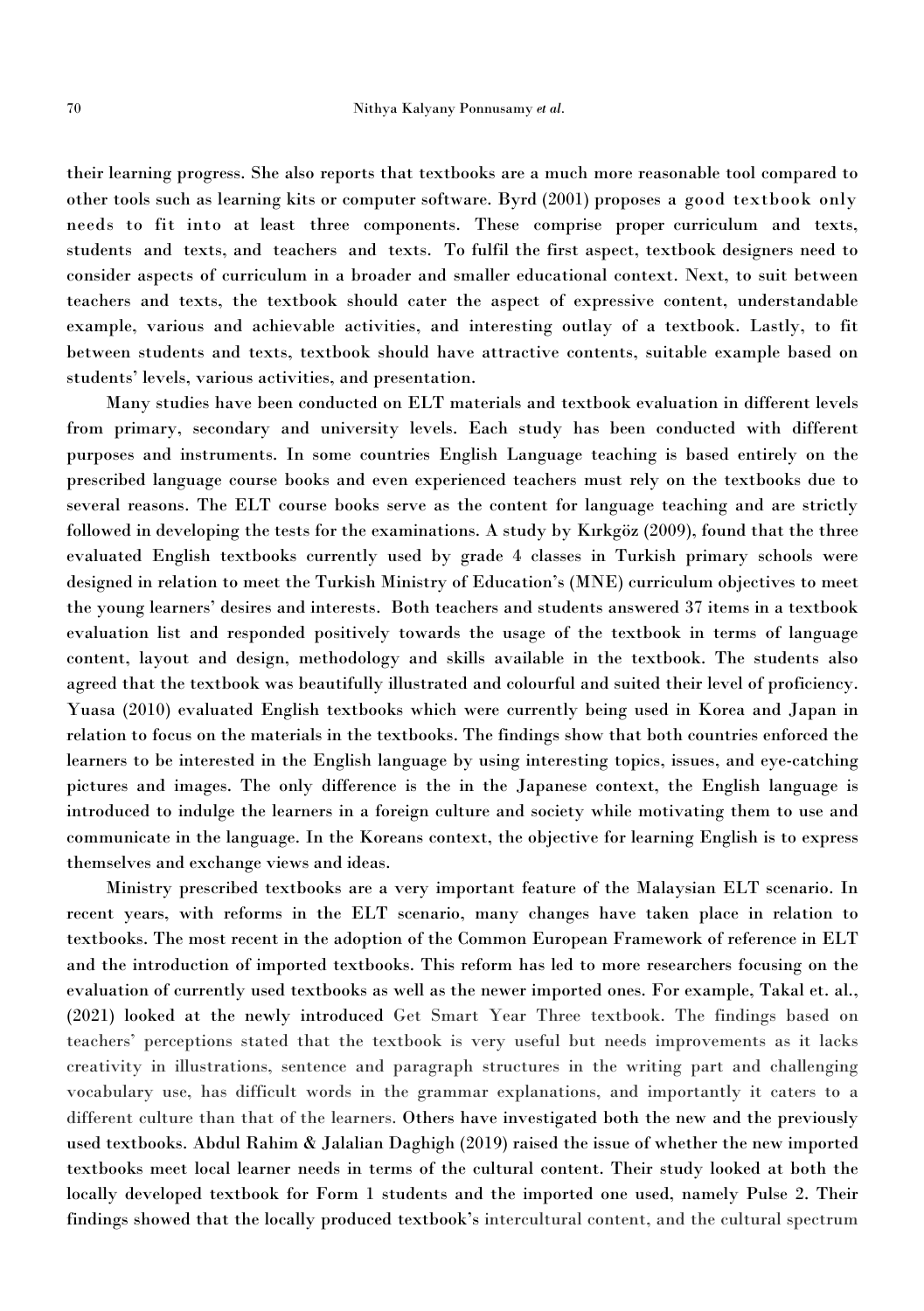their learning progress. She also reports that textbooks are a much more reasonable tool compared to other tools such as learning kits or computer software. Byrd (2001) proposes a good textbook only needs to fit into at least three components. These comprise proper curriculum and texts, students and texts, and teachers and texts. To fulfil the first aspect, textbook designers need to consider aspects of curriculum in a broader and smaller educational context. Next, to suit between teachers and texts, the textbook should cater the aspect of expressive content, understandable example, various and achievable activities, and interesting outlay of a textbook. Lastly, to fit between students and texts, textbook should have attractive contents, suitable example based on students' levels, various activities, and presentation.

Many studies have been conducted on ELT materials and textbook evaluation in different levels from primary, secondary and university levels. Each study has been conducted with different purposes and instruments. In some countries English Language teaching is based entirely on the prescribed language course books and even experienced teachers must rely on the textbooks due to several reasons. The ELT course books serve as the content for language teaching and are strictly followed in developing the tests for the examinations. A study by Kırkgöz (2009), found that the three evaluated English textbooks currently used by grade 4 classes in Turkish primary schools were designed in relation to meet the Turkish Ministry of Education's (MNE) curriculum objectives to meet the young learners' desires and interests. Both teachers and students answered 37 items in a textbook evaluation list and responded positively towards the usage of the textbook in terms of language content, layout and design, methodology and skills available in the textbook. The students also agreed that the textbook was beautifully illustrated and colourful and suited their level of proficiency. Yuasa (2010) evaluated English textbooks which were currently being used in Korea and Japan in relation to focus on the materials in the textbooks. The findings show that both countries enforced the learners to be interested in the English language by using interesting topics, issues, and eye-catching pictures and images. The only difference is the in the Japanese context, the English language is introduced to indulge the learners in a foreign culture and society while motivating them to use and communicate in the language. In the Koreans context, the objective for learning English is to express themselves and exchange views and ideas.

Ministry prescribed textbooks are a very important feature of the Malaysian ELT scenario. In recent years, with reforms in the ELT scenario, many changes have taken place in relation to textbooks. The most recent in the adoption of the Common European Framework of reference in ELT and the introduction of imported textbooks. This reform has led to more researchers focusing on the evaluation of currently used textbooks as well as the newer imported ones. For example, Takal et. al., (2021) looked at the newly introduced Get Smart Year Three textbook. The findings based on teachers' perceptions stated that the textbook is very useful but needs improvements as it lacks creativity in illustrations, sentence and paragraph structures in the writing part and challenging vocabulary use, has difficult words in the grammar explanations, and importantly it caters to a different culture than that of the learners. Others have investigated both the new and the previously used textbooks. Abdul Rahim & Jalalian Daghigh (2019) raised the issue of whether the new imported textbooks meet local learner needs in terms of the cultural content. Their study looked at both the locally developed textbook for Form 1 students and the imported one used, namely Pulse 2. Their findings showed that the locally produced textbook's intercultural content, and the cultural spectrum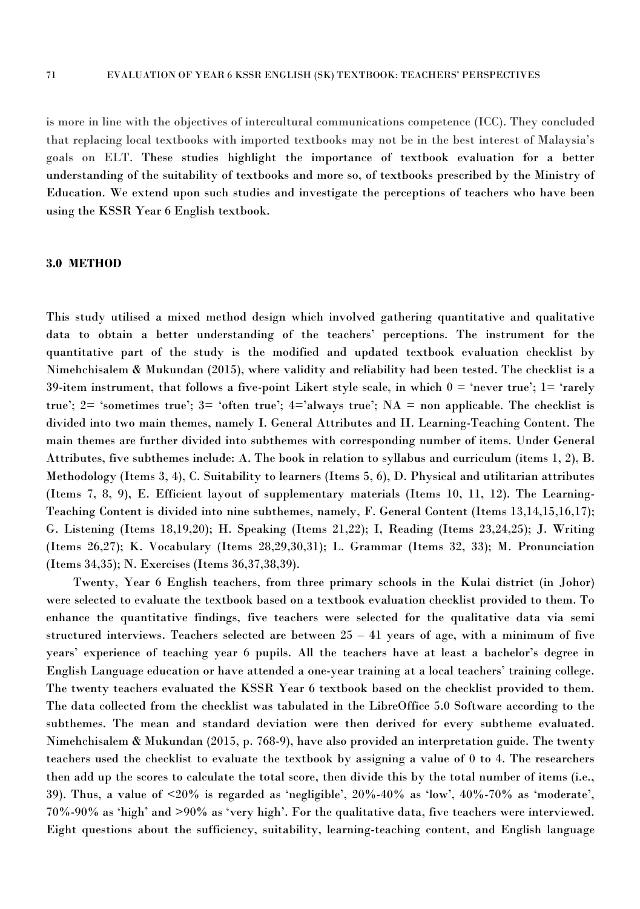is more in line with the objectives of intercultural communications competence (ICC). They concluded that replacing local textbooks with imported textbooks may not be in the best interest of Malaysia's goals on ELT. These studies highlight the importance of textbook evaluation for a better understanding of the suitability of textbooks and more so, of textbooks prescribed by the Ministry of Education. We extend upon such studies and investigate the perceptions of teachers who have been using the KSSR Year 6 English textbook.

### 3.0 METHOD

This study utilised a mixed method design which involved gathering quantitative and qualitative data to obtain a better understanding of the teachers' perceptions. The instrument for the quantitative part of the study is the modified and updated textbook evaluation checklist by Nimehchisalem & Mukundan (2015), where validity and reliability had been tested. The checklist is a 39-item instrument, that follows a five-point Likert style scale, in which 0 = 'never true'; 1= 'rarely true'; 2= 'sometimes true'; 3= 'often true'; 4='always true'; NA = non applicable. The checklist is divided into two main themes, namely I. General Attributes and II. Learning-Teaching Content. The main themes are further divided into subthemes with corresponding number of items. Under General Attributes, five subthemes include: A. The book in relation to syllabus and curriculum (items 1, 2), B. Methodology (Items 3, 4), C. Suitability to learners (Items 5, 6), D. Physical and utilitarian attributes (Items 7, 8, 9), E. Efficient layout of supplementary materials (Items 10, 11, 12). The Learning-Teaching Content is divided into nine subthemes, namely, F. General Content (Items 13,14,15,16,17); G. Listening (Items 18,19,20); H. Speaking (Items 21,22); I, Reading (Items 23,24,25); J. Writing (Items 26,27); K. Vocabulary (Items 28,29,30,31); L. Grammar (Items 32, 33); M. Pronunciation (Items 34,35); N. Exercises (Items 36,37,38,39).

Twenty, Year 6 English teachers, from three primary schools in the Kulai district (in Johor) were selected to evaluate the textbook based on a textbook evaluation checklist provided to them. To enhance the quantitative findings, five teachers were selected for the qualitative data via semi structured interviews. Teachers selected are between 25 – 41 years of age, with a minimum of five years' experience of teaching year 6 pupils. All the teachers have at least a bachelor's degree in English Language education or have attended a one-year training at a local teachers' training college. The twenty teachers evaluated the KSSR Year 6 textbook based on the checklist provided to them. The data collected from the checklist was tabulated in the LibreOffice 5.0 Software according to the subthemes. The mean and standard deviation were then derived for every subtheme evaluated. Nimehchisalem & Mukundan (2015, p. 768-9), have also provided an interpretation guide. The twenty teachers used the checklist to evaluate the textbook by assigning a value of 0 to 4. The researchers then add up the scores to calculate the total score, then divide this by the total number of items (i.e., 39). Thus, a value of <20% is regarded as 'negligible', 20%-40% as 'low', 40%-70% as 'moderate', 70%-90% as 'high' and >90% as 'very high'. For the qualitative data, five teachers were interviewed. Eight questions about the sufficiency, suitability, learning-teaching content, and English language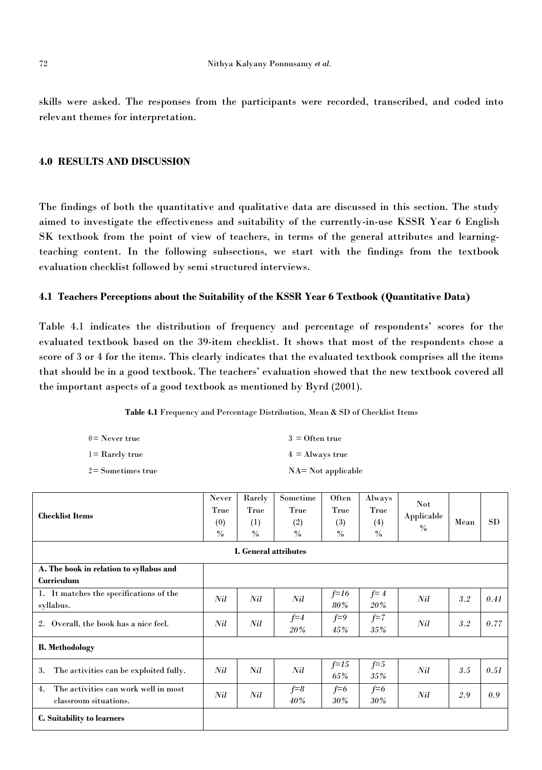skills were asked. The responses from the participants were recorded, transcribed, and coded into relevant themes for interpretation.

## 4.0 RESULTS AND DISCUSSION

The findings of both the quantitative and qualitative data are discussed in this section. The study aimed to investigate the effectiveness and suitability of the currently-in-use KSSR Year 6 English SK textbook from the point of view of teachers, in terms of the general attributes and learning-teaching content. In the following subsections, we start with the findings from the textbook evaluation checklist followed by semi structured interviews.

### 4.1 Teachers Perceptions about the Suitability of the KSSR Year 6 Textbook (Quantitative Data)

Table 4.1 indicates the distribution of frequency and percentage of respondents' scores for the evaluated textbook based on the 39-item checklist. It shows that most of the respondents chose a score of 3 or 4 for the items. This clearly indicates that the evaluated textbook comprises all the items that should be in a good textbook. The teachers' evaluation showed that the new textbook covered all the important aspects of a good textbook as mentioned by Byrd (2001).

**Table 4.1** Frequency and Percentage Distribution, Mean & SD of Checklist Items

0 = Never true
1 = Rarely true
2 = Sometimes true
3 = Often true
4 = Always true
NA = Not applicable

| Checklist Items | Never True (0) % | Rarely True (1) % | Sometime True (2) % | Often True (3) % | Always True (4) % | Not Applicable % | Mean | SD |
|---|---|---|---|---|---|---|---|---|
| **I. General attributes** | | | | | | | | |
| **A. The book in relation to syllabus and Curriculum** | | | | | | | | |
| 1. It matches the specifications of the syllabus. | *Nil* | *Nil* | *Nil* | *f=16 80%* | *f= 4 20%* | *Nil* | *3.2* | *0.41* |
| 2. Overall, the book has a nice feel. | *Nil* | *Nil* | *f=4 20%* | *f=9 45%* | *f=7 35%* | *Nil* | *3.2* | *0.77* |
| **B. Methodology** | | | | | | | | |
| 3. The activities can be exploited fully. | *Nil* | Nil | *Nil* | *f=15 65%* | *f=5 35%* | *Nil* | *3.5* | *0.51* |
| 4. The activities can work well in most classroom situations. | *Nil* | *Nil* | *f=8 40%* | *f=6 30%* | *f=6 30%* | *Nil* | *2.9* | *0.9* |
| **C. Suitability to learners** | | | | | | | | |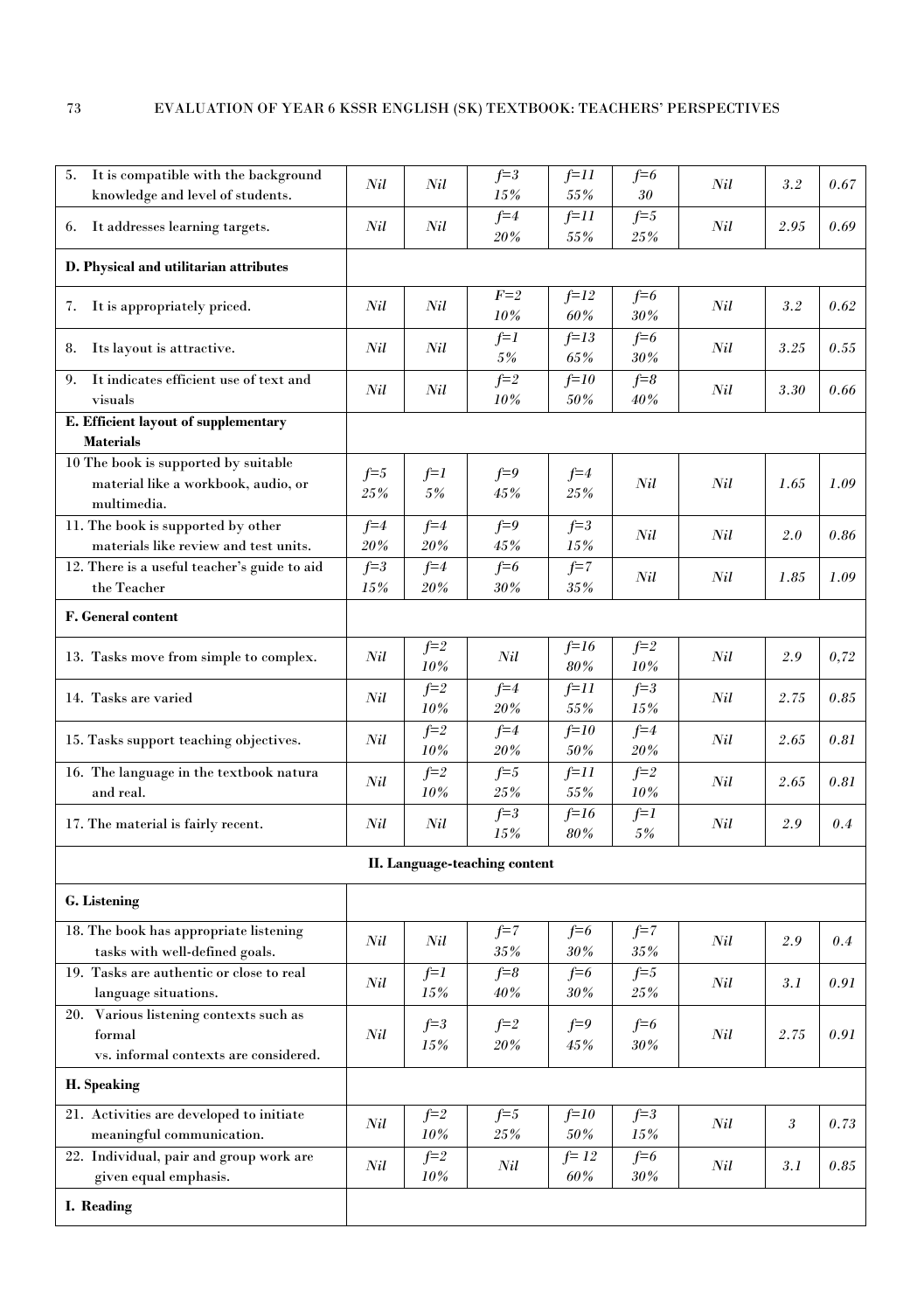| | | | | | | | | |
|---|---|---|---|---|---|---|---|---|
| 5. It is compatible with the background knowledge and level of students. | *Nil* | *Nil* | *f=3* *15%* | *f=11* *55%* | *f=6* *30* | *Nil* | *3.2* | *0.67* |
| 6. It addresses learning targets. | *Nil* | *Nil* | *f=4* *20%* | *f=11* *55%* | *f=5* *25%* | *Nil* | *2.95* | *0.69* |
| **D. Physical and utilitarian attributes** | | | | | | | | |
| 7. It is appropriately priced. | *Nil* | *Nil* | *F=2* *10%* | *f=12* *60%* | *f=6* *30%* | *Nil* | *3.2* | *0.62* |
| 8. Its layout is attractive. | *Nil* | *Nil* | *f=1* *5%* | *f=13* *65%* | *f=6* *30%* | *Nil* | *3.25* | *0.55* |
| 9. It indicates efficient use of text and visuals | *Nil* | *Nil* | *f=2* *10%* | *f=10* *50%* | *f=8* *40%* | *Nil* | *3.30* | *0.66* |
| **E. Efficient layout of supplementary Materials** | | | | | | | | |
| 10 The book is supported by suitable material like a workbook, audio, or multimedia. | *f=5* *25%* | *f=1* *5%* | *f=9* *45%* | *f=4* *25%* | *Nil* | *Nil* | *1.65* | *1.09* |
| 11. The book is supported by other materials like review and test units. | *f=4* *20%* | *f=4* *20%* | *f=9* *45%* | *f=3* *15%* | *Nil* | *Nil* | *2.0* | *0.86* |
| 12. There is a useful teacher's guide to aid the Teacher | *f=3* *15%* | *f=4* *20%* | *f=6* *30%* | *f=7* *35%* | *Nil* | *Nil* | *1.85* | *1.09* |
| **F. General content** | | | | | | | | |
| 13. Tasks move from simple to complex. | *Nil* | *f=2* *10%* | *Nil* | *f=16* *80%* | *f=2* *10%* | *Nil* | *2.9* | *0,72* |
| 14. Tasks are varied | *Nil* | *f=2* *10%* | *f=4* *20%* | *f=11* *55%* | *f=3* *15%* | *Nil* | *2.75* | *0.85* |
| 15. Tasks support teaching objectives. | *Nil* | *f=2* *10%* | *f=4* *20%* | *f=10* *50%* | *f=4* *20%* | *Nil* | *2.65* | *0.81* |
| 16. The language in the textbook natura and real. | *Nil* | *f=2* *10%* | *f=5* *25%* | *f=11* *55%* | *f=2* *10%* | *Nil* | *2.65* | *0.81* |
| 17. The material is fairly recent. | *Nil* | *Nil* | *f=3* *15%* | *f=16* *80%* | *f=1* *5%* | *Nil* | *2.9* | *0.4* |
| **II. Language-teaching content** | | | | | | | | |
| **G. Listening** | | | | | | | | |
| 18. The book has appropriate listening tasks with well-defined goals. | *Nil* | *Nil* | *f=7* *35%* | *f=6* *30%* | *f=7* *35%* | *Nil* | *2.9* | *0.4* |
| 19. Tasks are authentic or close to real language situations. | *Nil* | *f=1* *15%* | *f=8* *40%* | *f=6* *30%* | *f=5* *25%* | *Nil* | *3.1* | *0.91* |
| 20. Various listening contexts such as formal vs. informal contexts are considered. | *Nil* | *f=3* *15%* | *f=2* *20%* | *f=9* *45%* | *f=6* *30%* | *Nil* | *2.75* | *0.91* |
| **H. Speaking** | | | | | | | | |
| 21. Activities are developed to initiate meaningful communication. | *Nil* | *f=2* *10%* | *f=5* *25%* | *f=10* *50%* | *f=3* *15%* | *Nil* | *3* | *0.73* |
| 22. Individual, pair and group work are given equal emphasis. | *Nil* | *f=2* *10%* | *Nil* | *f= 12* *60%* | *f=6* *30%* | *Nil* | *3.1* | *0.85* |
| **I. Reading** | | | | | | | | |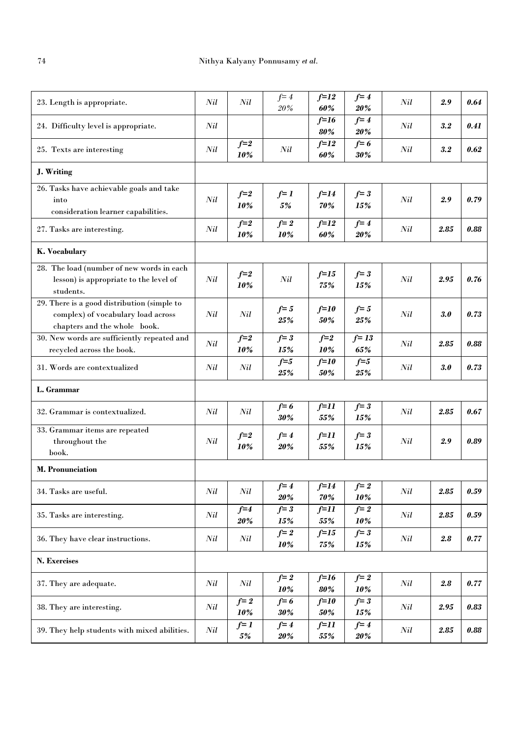| | | | | | | | | |
|---|---|---|---|---|---|---|---|---|
| 23. Length is appropriate. | *Nil* | *Nil* | *f= 4* *20%* | ***f=12*** ***60%*** | ***f= 4*** ***20%*** | *Nil* | ***2.9*** | ***0.64*** |
| 24. Difficulty level is appropriate. | *Nil* | | | ***f=16*** ***80%*** | ***f= 4*** ***20%*** | *Nil* | ***3.2*** | ***0.41*** |
| 25. Texts are interesting | *Nil* | ***f=2*** ***10%*** | *Nil* | ***f=12*** ***60%*** | ***f= 6*** ***30%*** | *Nil* | ***3.2*** | ***0.62*** |
| **J. Writing** | | | | | | | | |
| 26. Tasks have achievable goals and take into consideration learner capabilities. | *Nil* | ***f=2*** ***10%*** | ***f= 1*** ***5%*** | ***f=14*** ***70%*** | ***f= 3*** ***15%*** | *Nil* | ***2.9*** | ***0.79*** |
| 27. Tasks are interesting. | *Nil* | ***f=2*** ***10%*** | ***f= 2*** ***10%*** | ***f=12*** ***60%*** | ***f= 4*** ***20%*** | *Nil* | ***2.85*** | ***0.88*** |
| **K. Vocabulary** | | | | | | | | |
| 28. The load (number of new words in each lesson) is appropriate to the level of students. | *Nil* | ***f=2*** ***10%*** | *Nil* | ***f=15*** ***75%*** | ***f= 3*** ***15%*** | *Nil* | ***2.95*** | ***0.76*** |
| 29. There is a good distribution (simple to complex) of vocabulary load across chapters and the whole book. | *Nil* | *Nil* | ***f= 5*** ***25%*** | ***f=10*** ***50%*** | ***f= 5*** ***25%*** | *Nil* | ***3.0*** | ***0.73*** |
| 30. New words are sufficiently repeated and recycled across the book. | *Nil* | ***f=2*** ***10%*** | ***f= 3*** ***15%*** | ***f=2*** ***10%*** | ***f= 13*** ***65%*** | *Nil* | ***2.85*** | ***0.88*** |
| 31. Words are contextualized | *Nil* | *Nil* | ***f=5*** ***25%*** | ***f=10*** ***50%*** | ***f=5*** ***25%*** | *Nil* | ***3.0*** | ***0.73*** |
| **L. Grammar** | | | | | | | | |
| 32. Grammar is contextualized. | *Nil* | *Nil* | ***f= 6*** ***30%*** | ***f=11*** ***55%*** | ***f= 3*** ***15%*** | *Nil* | ***2.85*** | ***0.67*** |
| 33. Grammar items are repeated throughout the book. | *Nil* | ***f=2*** ***10%*** | ***f= 4*** ***20%*** | ***f=11*** ***55%*** | ***f= 3*** ***15%*** | *Nil* | ***2.9*** | ***0.89*** |
| **M. Pronunciation** | | | | | | | | |
| 34. Tasks are useful. | *Nil* | *Nil* | ***f= 4*** ***20%*** | ***f=14*** ***70%*** | ***f= 2*** ***10%*** | *Nil* | ***2.85*** | ***0.59*** |
| 35. Tasks are interesting. | *Nil* | ***f=4*** ***20%*** | ***f= 3*** ***15%*** | ***f=11*** ***55%*** | ***f= 2*** ***10%*** | *Nil* | ***2.85*** | ***0.59*** |
| 36. They have clear instructions. | *Nil* | *Nil* | ***f= 2*** ***10%*** | ***f=15*** ***75%*** | ***f= 3*** ***15%*** | *Nil* | ***2.8*** | ***0.77*** |
| **N. Exercises** | | | | | | | | |
| 37. They are adequate. | *Nil* | *Nil* | ***f= 2*** ***10%*** | ***f=16*** ***80%*** | ***f= 2*** ***10%*** | *Nil* | ***2.8*** | ***0.77*** |
| 38. They are interesting. | *Nil* | ***f= 2*** ***10%*** | ***f= 6*** ***30%*** | ***f=10*** ***50%*** | ***f= 3*** ***15%*** | *Nil* | ***2.95*** | ***0.83*** |
| 39. They help students with mixed abilities. | *Nil* | ***f= 1*** ***5%*** | ***f= 4*** ***20%*** | ***f=11*** ***55%*** | ***f= 4*** ***20%*** | *Nil* | ***2.85*** | ***0.88*** |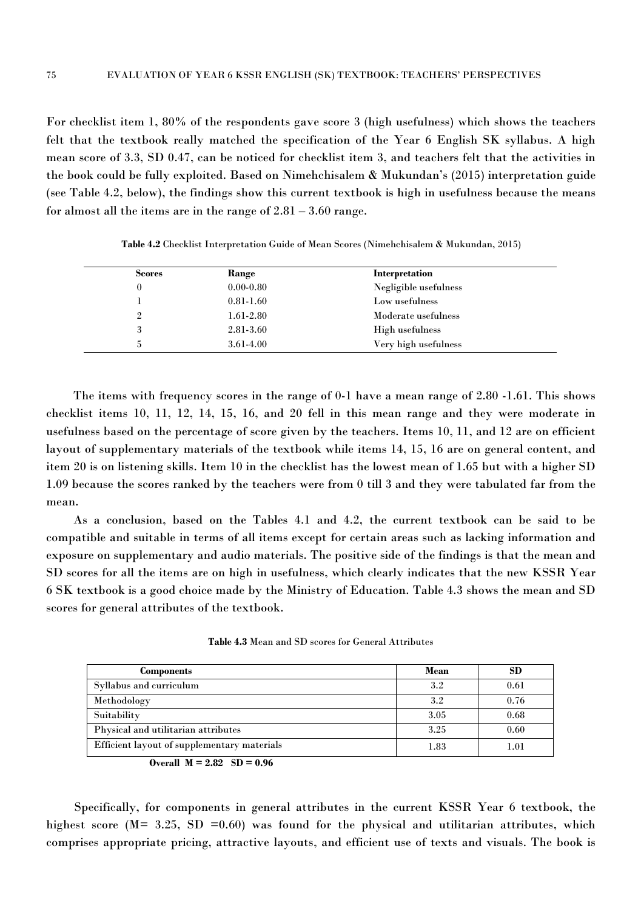For checklist item 1, 80% of the respondents gave score 3 (high usefulness) which shows the teachers felt that the textbook really matched the specification of the Year 6 English SK syllabus. A high mean score of 3.3, SD 0.47, can be noticed for checklist item 3, and teachers felt that the activities in the book could be fully exploited. Based on Nimehchisalem & Mukundan's (2015) interpretation guide (see Table 4.2, below), the findings show this current textbook is high in usefulness because the means for almost all the items are in the range of 2.81 – 3.60 range.

**Table 4.2** Checklist Interpretation Guide of Mean Scores (Nimehchisalem & Mukundan, 2015)

| Scores | Range | Interpretation |
|---|---|---|
| 0 | 0.00-0.80 | Negligible usefulness |
| 1 | 0.81-1.60 | Low usefulness |
| 2 | 1.61-2.80 | Moderate usefulness |
| 3 | 2.81-3.60 | High usefulness |
| 5 | 3.61-4.00 | Very high usefulness |

The items with frequency scores in the range of 0-1 have a mean range of 2.80 -1.61. This shows checklist items 10, 11, 12, 14, 15, 16, and 20 fell in this mean range and they were moderate in usefulness based on the percentage of score given by the teachers. Items 10, 11, and 12 are on efficient layout of supplementary materials of the textbook while items 14, 15, 16 are on general content, and item 20 is on listening skills. Item 10 in the checklist has the lowest mean of 1.65 but with a higher SD 1.09 because the scores ranked by the teachers were from 0 till 3 and they were tabulated far from the mean.

As a conclusion, based on the Tables 4.1 and 4.2, the current textbook can be said to be compatible and suitable in terms of all items except for certain areas such as lacking information and exposure on supplementary and audio materials. The positive side of the findings is that the mean and SD scores for all the items are on high in usefulness, which clearly indicates that the new KSSR Year 6 SK textbook is a good choice made by the Ministry of Education. Table 4.3 shows the mean and SD scores for general attributes of the textbook.

**Table 4.3** Mean and SD scores for General Attributes

| Components | Mean | SD |
|---|---|---|
| Syllabus and curriculum | 3.2 | 0.61 |
| Methodology | 3.2 | 0.76 |
| Suitability | 3.05 | 0.68 |
| Physical and utilitarian attributes | 3.25 | 0.60 |
| Efficient layout of supplementary materials | 1.83 | 1.01 |

**Overall M = 2.82 SD = 0.96**

Specifically, for components in general attributes in the current KSSR Year 6 textbook, the highest score (M= 3.25, SD =0.60) was found for the physical and utilitarian attributes, which comprises appropriate pricing, attractive layouts, and efficient use of texts and visuals. The book is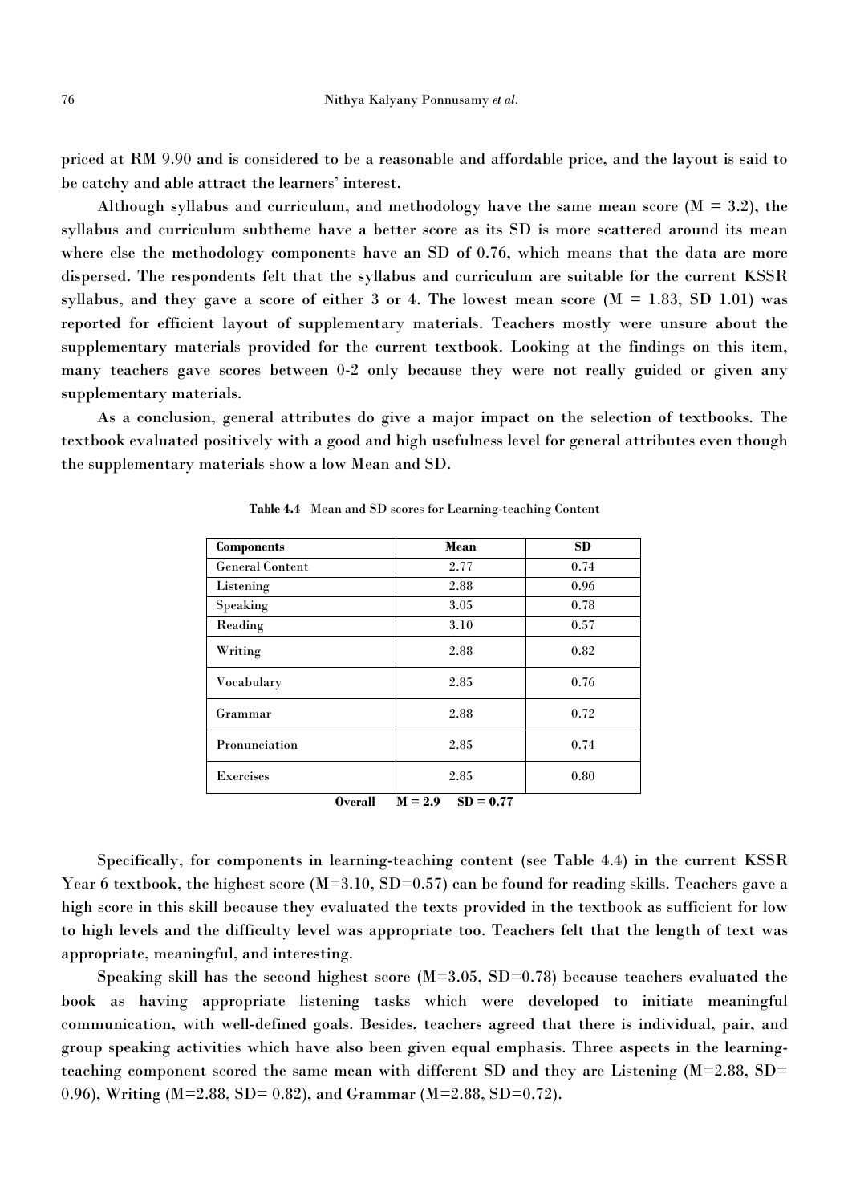priced at RM 9.90 and is considered to be a reasonable and affordable price, and the layout is said to be catchy and able attract the learners' interest.

Although syllabus and curriculum, and methodology have the same mean score (M = 3.2), the syllabus and curriculum subtheme have a better score as its SD is more scattered around its mean where else the methodology components have an SD of 0.76, which means that the data are more dispersed. The respondents felt that the syllabus and curriculum are suitable for the current KSSR syllabus, and they gave a score of either 3 or 4. The lowest mean score (M = 1.83, SD 1.01) was reported for efficient layout of supplementary materials. Teachers mostly were unsure about the supplementary materials provided for the current textbook. Looking at the findings on this item, many teachers gave scores between 0-2 only because they were not really guided or given any supplementary materials.

As a conclusion, general attributes do give a major impact on the selection of textbooks. The textbook evaluated positively with a good and high usefulness level for general attributes even though the supplementary materials show a low Mean and SD.

**Table 4.4** Mean and SD scores for Learning-teaching Content

| Components | Mean | SD |
|---|---|---|
| General Content | 2.77 | 0.74 |
| Listening | 2.88 | 0.96 |
| Speaking | 3.05 | 0.78 |
| Reading | 3.10 | 0.57 |
| Writing | 2.88 | 0.82 |
| Vocabulary | 2.85 | 0.76 |
| Grammar | 2.88 | 0.72 |
| Pronunciation | 2.85 | 0.74 |
| Exercises | 2.85 | 0.80 |

**Overall M = 2.9 SD = 0.77**

Specifically, for components in learning-teaching content (see Table 4.4) in the current KSSR Year 6 textbook, the highest score (M=3.10, SD=0.57) can be found for reading skills. Teachers gave a high score in this skill because they evaluated the texts provided in the textbook as sufficient for low to high levels and the difficulty level was appropriate too. Teachers felt that the length of text was appropriate, meaningful, and interesting.

Speaking skill has the second highest score (M=3.05, SD=0.78) because teachers evaluated the book as having appropriate listening tasks which were developed to initiate meaningful communication, with well-defined goals. Besides, teachers agreed that there is individual, pair, and group speaking activities which have also been given equal emphasis. Three aspects in the learning-teaching component scored the same mean with different SD and they are Listening (M=2.88, SD= 0.96), Writing (M=2.88, SD= 0.82), and Grammar (M=2.88, SD=0.72).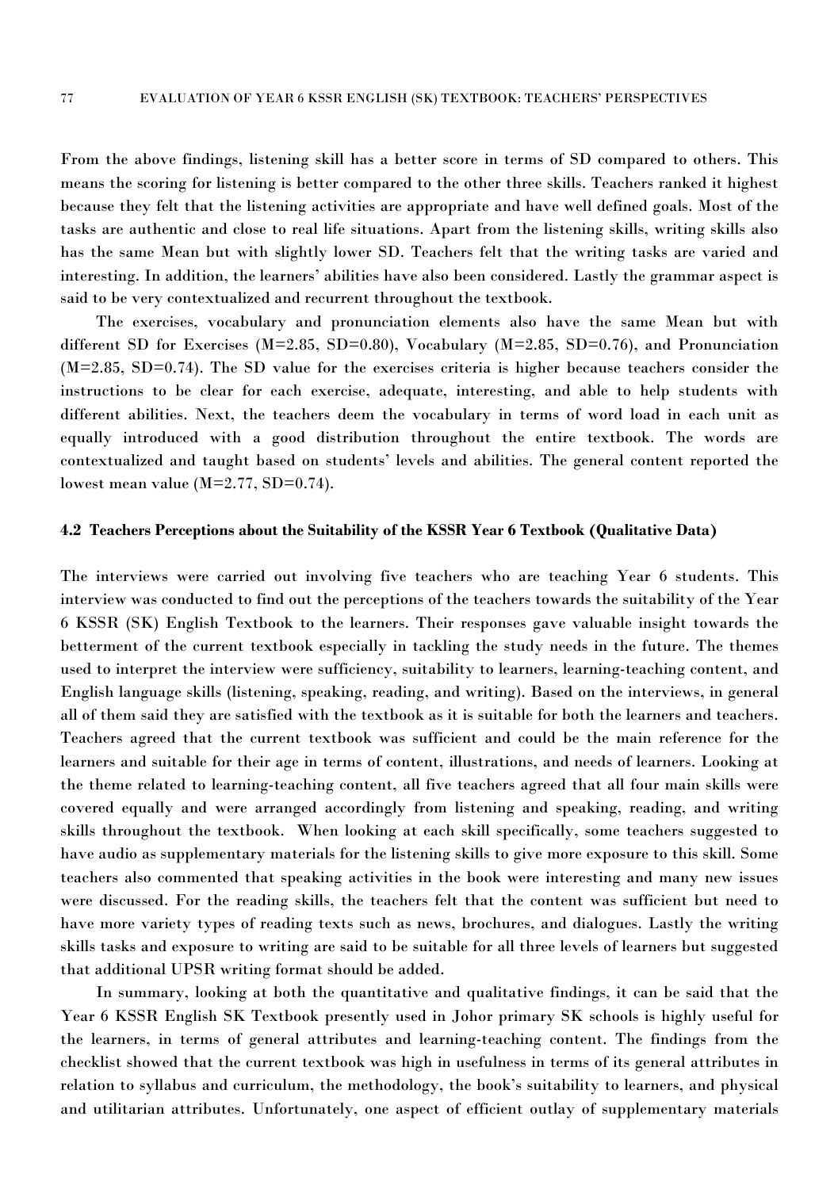From the above findings, listening skill has a better score in terms of SD compared to others. This means the scoring for listening is better compared to the other three skills. Teachers ranked it highest because they felt that the listening activities are appropriate and have well defined goals. Most of the tasks are authentic and close to real life situations. Apart from the listening skills, writing skills also has the same Mean but with slightly lower SD. Teachers felt that the writing tasks are varied and interesting. In addition, the learners' abilities have also been considered. Lastly the grammar aspect is said to be very contextualized and recurrent throughout the textbook.

The exercises, vocabulary and pronunciation elements also have the same Mean but with different SD for Exercises (M=2.85, SD=0.80), Vocabulary (M=2.85, SD=0.76), and Pronunciation (M=2.85, SD=0.74). The SD value for the exercises criteria is higher because teachers consider the instructions to be clear for each exercise, adequate, interesting, and able to help students with different abilities. Next, the teachers deem the vocabulary in terms of word load in each unit as equally introduced with a good distribution throughout the entire textbook. The words are contextualized and taught based on students' levels and abilities. The general content reported the lowest mean value (M=2.77, SD=0.74).

### 4.2 Teachers Perceptions about the Suitability of the KSSR Year 6 Textbook (Qualitative Data)

The interviews were carried out involving five teachers who are teaching Year 6 students. This interview was conducted to find out the perceptions of the teachers towards the suitability of the Year 6 KSSR (SK) English Textbook to the learners. Their responses gave valuable insight towards the betterment of the current textbook especially in tackling the study needs in the future. The themes used to interpret the interview were sufficiency, suitability to learners, learning-teaching content, and English language skills (listening, speaking, reading, and writing). Based on the interviews, in general all of them said they are satisfied with the textbook as it is suitable for both the learners and teachers. Teachers agreed that the current textbook was sufficient and could be the main reference for the learners and suitable for their age in terms of content, illustrations, and needs of learners. Looking at the theme related to learning-teaching content, all five teachers agreed that all four main skills were covered equally and were arranged accordingly from listening and speaking, reading, and writing skills throughout the textbook. When looking at each skill specifically, some teachers suggested to have audio as supplementary materials for the listening skills to give more exposure to this skill. Some teachers also commented that speaking activities in the book were interesting and many new issues were discussed. For the reading skills, the teachers felt that the content was sufficient but need to have more variety types of reading texts such as news, brochures, and dialogues. Lastly the writing skills tasks and exposure to writing are said to be suitable for all three levels of learners but suggested that additional UPSR writing format should be added.

In summary, looking at both the quantitative and qualitative findings, it can be said that the Year 6 KSSR English SK Textbook presently used in Johor primary SK schools is highly useful for the learners, in terms of general attributes and learning-teaching content. The findings from the checklist showed that the current textbook was high in usefulness in terms of its general attributes in relation to syllabus and curriculum, the methodology, the book's suitability to learners, and physical and utilitarian attributes. Unfortunately, one aspect of efficient outlay of supplementary materials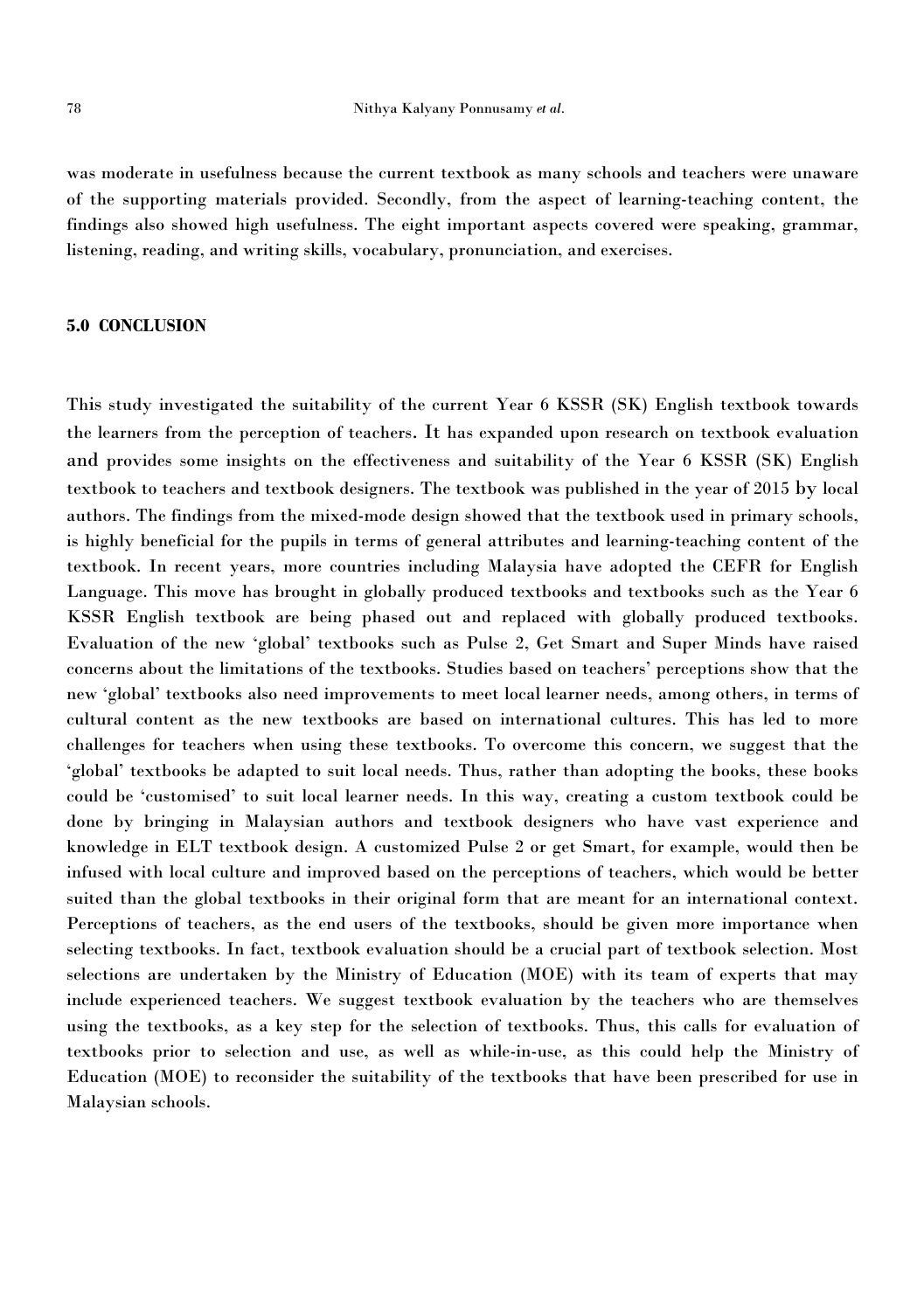was moderate in usefulness because the current textbook as many schools and teachers were unaware of the supporting materials provided. Secondly, from the aspect of learning-teaching content, the findings also showed high usefulness. The eight important aspects covered were speaking, grammar, listening, reading, and writing skills, vocabulary, pronunciation, and exercises.

## 5.0 CONCLUSION

This study investigated the suitability of the current Year 6 KSSR (SK) English textbook towards the learners from the perception of teachers. It has expanded upon research on textbook evaluation and provides some insights on the effectiveness and suitability of the Year 6 KSSR (SK) English textbook to teachers and textbook designers. The textbook was published in the year of 2015 by local authors. The findings from the mixed-mode design showed that the textbook used in primary schools, is highly beneficial for the pupils in terms of general attributes and learning-teaching content of the textbook. In recent years, more countries including Malaysia have adopted the CEFR for English Language. This move has brought in globally produced textbooks and textbooks such as the Year 6 KSSR English textbook are being phased out and replaced with globally produced textbooks. Evaluation of the new 'global' textbooks such as Pulse 2, Get Smart and Super Minds have raised concerns about the limitations of the textbooks. Studies based on teachers' perceptions show that the new 'global' textbooks also need improvements to meet local learner needs, among others, in terms of cultural content as the new textbooks are based on international cultures. This has led to more challenges for teachers when using these textbooks. To overcome this concern, we suggest that the 'global' textbooks be adapted to suit local needs. Thus, rather than adopting the books, these books could be 'customised' to suit local learner needs. In this way, creating a custom textbook could be done by bringing in Malaysian authors and textbook designers who have vast experience and knowledge in ELT textbook design. A customized Pulse 2 or get Smart, for example, would then be infused with local culture and improved based on the perceptions of teachers, which would be better suited than the global textbooks in their original form that are meant for an international context. Perceptions of teachers, as the end users of the textbooks, should be given more importance when selecting textbooks. In fact, textbook evaluation should be a crucial part of textbook selection. Most selections are undertaken by the Ministry of Education (MOE) with its team of experts that may include experienced teachers. We suggest textbook evaluation by the teachers who are themselves using the textbooks, as a key step for the selection of textbooks. Thus, this calls for evaluation of textbooks prior to selection and use, as well as while-in-use, as this could help the Ministry of Education (MOE) to reconsider the suitability of the textbooks that have been prescribed for use in Malaysian schools.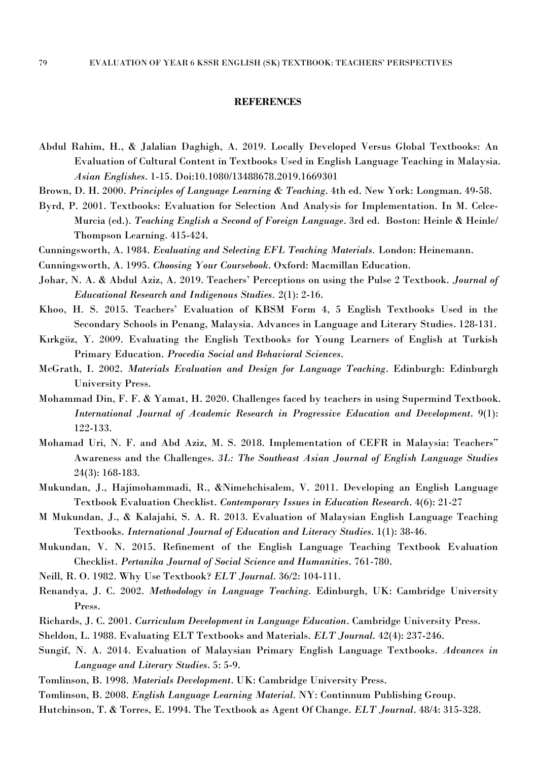## REFERENCES

Abdul Rahim, H., & Jalalian Daghigh, A. 2019. Locally Developed Versus Global Textbooks: An Evaluation of Cultural Content in Textbooks Used in English Language Teaching in Malaysia. *Asian Englishes*. 1-15. Doi:10.1080/13488678.2019.1669301

Brown, D. H. 2000. *Principles of Language Learning & Teaching*. 4th ed. New York: Longman. 49-58.

Byrd, P. 2001. Textbooks: Evaluation for Selection And Analysis for Implementation. In M. Celce-Murcia (ed.). *Teaching English a Second of Foreign Language*. 3rd ed. Boston: Heinle & Heinle/ Thompson Learning. 415-424.

Cunningsworth, A. 1984. *Evaluating and Selecting EFL Teaching Materials*. London: Heinemann.

Cunningsworth, A. 1995. *Choosing Your Coursebook*. Oxford: Macmillan Education.

Johar, N. A. & Abdul Aziz, A. 2019. Teachers' Perceptions on using the Pulse 2 Textbook. *Journal of Educational Research and Indigenous Studies*. 2(1): 2-16.

Khoo, H. S. 2015. Teachers' Evaluation of KBSM Form 4, 5 English Textbooks Used in the Secondary Schools in Penang, Malaysia. Advances in Language and Literary Studies. 128-131.

Kırkgöz, Y. 2009. Evaluating the English Textbooks for Young Learners of English at Turkish Primary Education. *Procedia Social and Behavioral Sciences*.

McGrath, I. 2002. *Materials Evaluation and Design for Language Teaching*. Edinburgh: Edinburgh University Press.

Mohammad Din, F. F. & Yamat, H. 2020. Challenges faced by teachers in using Supermind Textbook. *International Journal of Academic Research in Progressive Education and Development*. 9(1): 122-133.

Mohamad Uri, N. F. and Abd Aziz, M. S. 2018. Implementation of CEFR in Malaysia: Teachers" Awareness and the Challenges. *3L: The Southeast Asian Journal of English Language Studies* 24(3): 168-183.

Mukundan, J., Hajimohammadi, R., &Nimehchisalem, V. 2011. Developing an English Language Textbook Evaluation Checklist. *Contemporary Issues in Education Research*. 4(6): 21-27

M Mukundan, J., & Kalajahi, S. A. R. 2013. Evaluation of Malaysian English Language Teaching Textbooks. *International Journal of Education and Literacy Studies*. 1(1): 38-46.

Mukundan, V. N. 2015. Refinement of the English Language Teaching Textbook Evaluation Checklist. *Pertanika Journal of Social Science and Humanities*. 761-780.

Neill, R. O. 1982. Why Use Textbook? *ELT Journal*. 36/2: 104-111.

Renandya, J. C. 2002. *Methodology in Language Teaching*. Edinburgh, UK: Cambridge University Press.

Richards, J. C. 2001. *Curriculum Development in Language Education*. Cambridge University Press.

Sheldon, L. 1988. Evaluating ELT Textbooks and Materials. *ELT Journal*. 42(4): 237-246.

Sungif, N. A. 2014. Evaluation of Malaysian Primary English Language Textbooks. *Advances in Language and Literary Studies*. 5: 5-9.

Tomlinson, B. 1998. *Materials Development*. UK: Cambridge University Press.

Tomlinson, B. 2008. *English Language Learning Material*. NY: Continnum Publishing Group.

Hutchinson, T. & Torres, E. 1994. The Textbook as Agent Of Change. *ELT Journal*. 48/4: 315-328.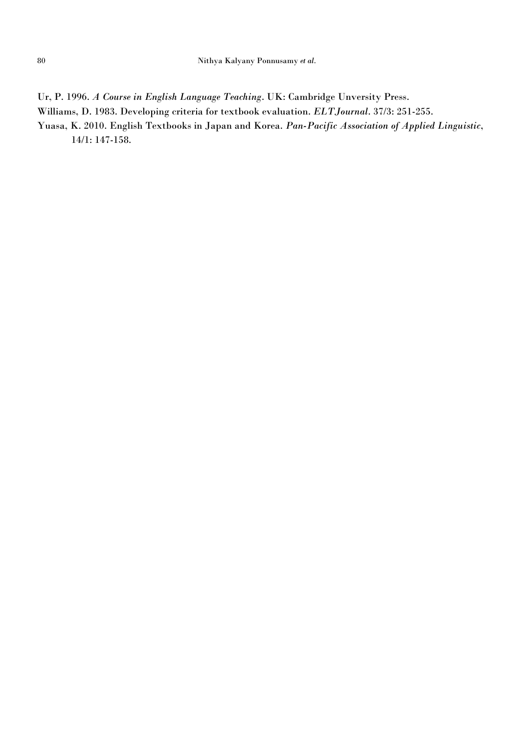Ur, P. 1996. *A Course in English Language Teaching*. UK: Cambridge Unversity Press.

Williams, D. 1983. Developing criteria for textbook evaluation. *ELTJournal*. 37/3: 251-255.

Yuasa, K. 2010. English Textbooks in Japan and Korea. *Pan-Pacific Association of Applied Linguistic*, 14/1: 147-158.